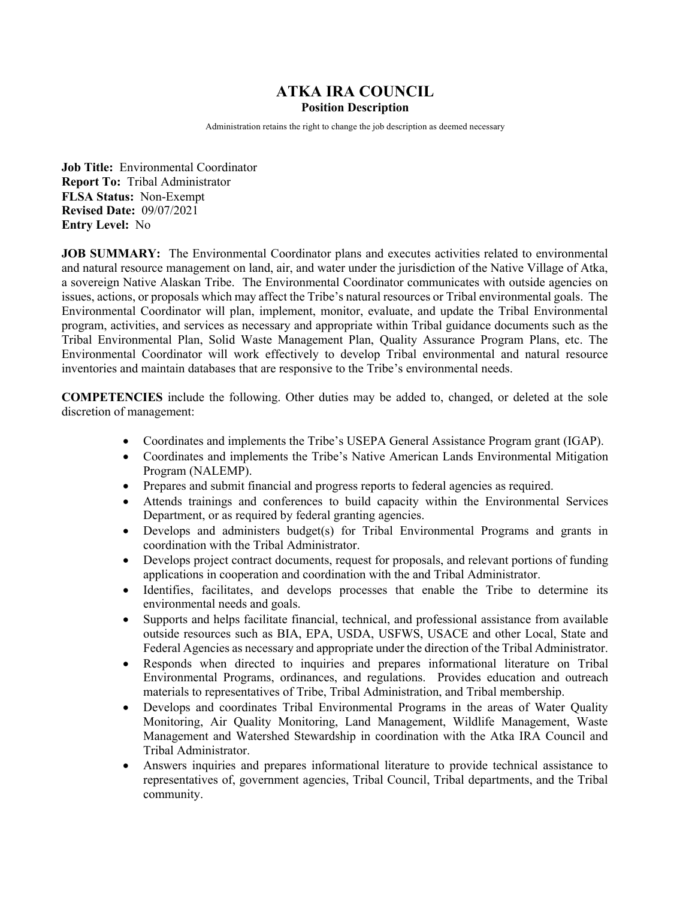# ATKA IRA COUNCIL

## Position Description

Administration retains the right to change the job description as deemed necessary

**Job Title:** Environmental Coordinator
**Report To:** Tribal Administrator
**FLSA Status:** Non-Exempt
**Revised Date:** 09/07/2021
**Entry Level:** No

**JOB SUMMARY:** The Environmental Coordinator plans and executes activities related to environmental and natural resource management on land, air, and water under the jurisdiction of the Native Village of Atka, a sovereign Native Alaskan Tribe. The Environmental Coordinator communicates with outside agencies on issues, actions, or proposals which may affect the Tribe's natural resources or Tribal environmental goals. The Environmental Coordinator will plan, implement, monitor, evaluate, and update the Tribal Environmental program, activities, and services as necessary and appropriate within Tribal guidance documents such as the Tribal Environmental Plan, Solid Waste Management Plan, Quality Assurance Program Plans, etc. The Environmental Coordinator will work effectively to develop Tribal environmental and natural resource inventories and maintain databases that are responsive to the Tribe's environmental needs.

**COMPETENCIES** include the following. Other duties may be added to, changed, or deleted at the sole discretion of management:

- Coordinates and implements the Tribe's USEPA General Assistance Program grant (IGAP).
- Coordinates and implements the Tribe's Native American Lands Environmental Mitigation Program (NALEMP).
- Prepares and submit financial and progress reports to federal agencies as required.
- Attends trainings and conferences to build capacity within the Environmental Services Department, or as required by federal granting agencies.
- Develops and administers budget(s) for Tribal Environmental Programs and grants in coordination with the Tribal Administrator.
- Develops project contract documents, request for proposals, and relevant portions of funding applications in cooperation and coordination with the and Tribal Administrator.
- Identifies, facilitates, and develops processes that enable the Tribe to determine its environmental needs and goals.
- Supports and helps facilitate financial, technical, and professional assistance from available outside resources such as BIA, EPA, USDA, USFWS, USACE and other Local, State and Federal Agencies as necessary and appropriate under the direction of the Tribal Administrator.
- Responds when directed to inquiries and prepares informational literature on Tribal Environmental Programs, ordinances, and regulations. Provides education and outreach materials to representatives of Tribe, Tribal Administration, and Tribal membership.
- Develops and coordinates Tribal Environmental Programs in the areas of Water Quality Monitoring, Air Quality Monitoring, Land Management, Wildlife Management, Waste Management and Watershed Stewardship in coordination with the Atka IRA Council and Tribal Administrator.
- Answers inquiries and prepares informational literature to provide technical assistance to representatives of, government agencies, Tribal Council, Tribal departments, and the Tribal community.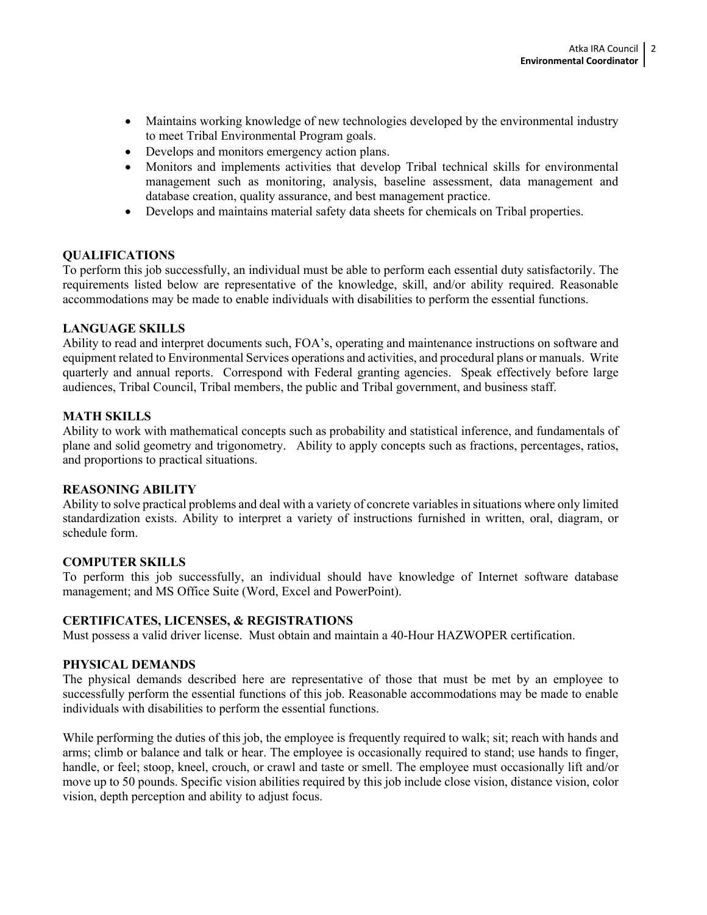- Maintains working knowledge of new technologies developed by the environmental industry to meet Tribal Environmental Program goals.
- Develops and monitors emergency action plans.
- Monitors and implements activities that develop Tribal technical skills for environmental management such as monitoring, analysis, baseline assessment, data management and database creation, quality assurance, and best management practice.
- Develops and maintains material safety data sheets for chemicals on Tribal properties.

## QUALIFICATIONS

To perform this job successfully, an individual must be able to perform each essential duty satisfactorily. The requirements listed below are representative of the knowledge, skill, and/or ability required. Reasonable accommodations may be made to enable individuals with disabilities to perform the essential functions.

## LANGUAGE SKILLS

Ability to read and interpret documents such, FOA's, operating and maintenance instructions on software and equipment related to Environmental Services operations and activities, and procedural plans or manuals. Write quarterly and annual reports. Correspond with Federal granting agencies. Speak effectively before large audiences, Tribal Council, Tribal members, the public and Tribal government, and business staff.

## MATH SKILLS

Ability to work with mathematical concepts such as probability and statistical inference, and fundamentals of plane and solid geometry and trigonometry. Ability to apply concepts such as fractions, percentages, ratios, and proportions to practical situations.

## REASONING ABILITY

Ability to solve practical problems and deal with a variety of concrete variables in situations where only limited standardization exists. Ability to interpret a variety of instructions furnished in written, oral, diagram, or schedule form.

## COMPUTER SKILLS

To perform this job successfully, an individual should have knowledge of Internet software database management; and MS Office Suite (Word, Excel and PowerPoint).

## CERTIFICATES, LICENSES, & REGISTRATIONS

Must possess a valid driver license. Must obtain and maintain a 40-Hour HAZWOPER certification.

## PHYSICAL DEMANDS

The physical demands described here are representative of those that must be met by an employee to successfully perform the essential functions of this job. Reasonable accommodations may be made to enable individuals with disabilities to perform the essential functions.

While performing the duties of this job, the employee is frequently required to walk; sit; reach with hands and arms; climb or balance and talk or hear. The employee is occasionally required to stand; use hands to finger, handle, or feel; stoop, kneel, crouch, or crawl and taste or smell. The employee must occasionally lift and/or move up to 50 pounds. Specific vision abilities required by this job include close vision, distance vision, color vision, depth perception and ability to adjust focus.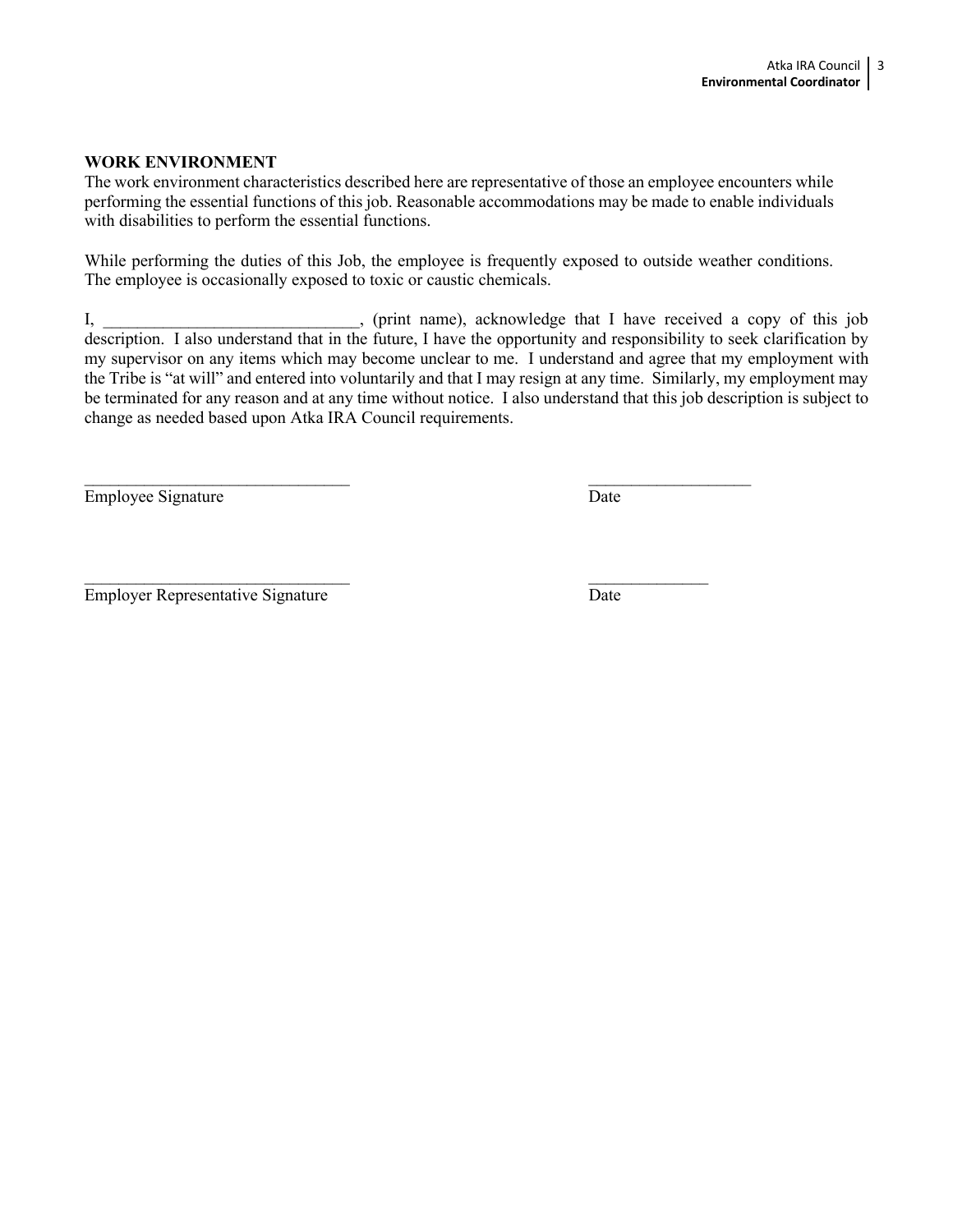**WORK ENVIRONMENT**

The work environment characteristics described here are representative of those an employee encounters while performing the essential functions of this job. Reasonable accommodations may be made to enable individuals with disabilities to perform the essential functions.

While performing the duties of this Job, the employee is frequently exposed to outside weather conditions. The employee is occasionally exposed to toxic or caustic chemicals.

I, ______________________________, (print name), acknowledge that I have received a copy of this job description. I also understand that in the future, I have the opportunity and responsibility to seek clarification by my supervisor on any items which may become unclear to me. I understand and agree that my employment with the Tribe is "at will" and entered into voluntarily and that I may resign at any time. Similarly, my employment may be terminated for any reason and at any time without notice. I also understand that this job description is subject to change as needed based upon Atka IRA Council requirements.

_______________________________ ___________________

Employee Signature Date

_______________________________ ______________

Employer Representative Signature Date